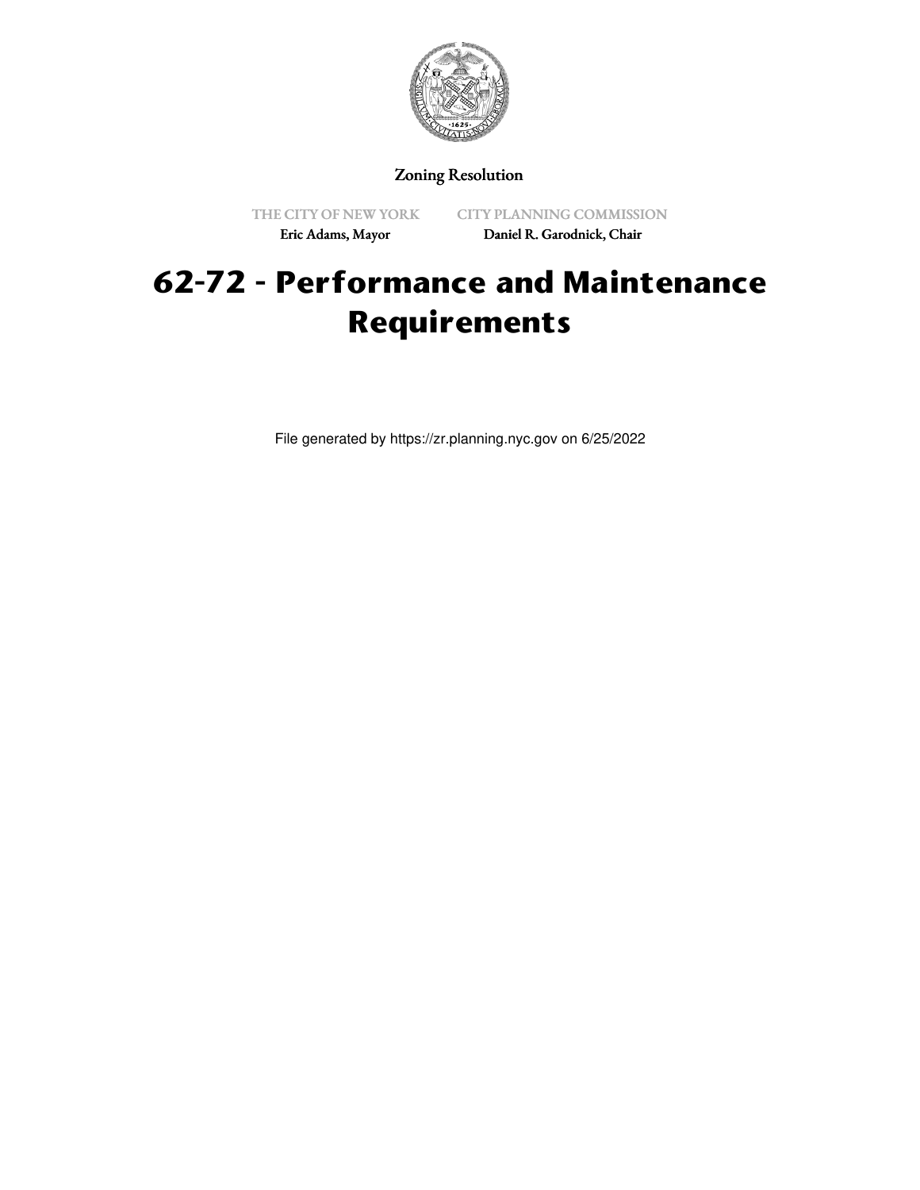Zoning Resolution

THE CITY OF NEW YORK

Eric Adams, Mayor

CITY PLANNING COMMISSION

Daniel R. Garodnick, Chair

# 62-72 - Performance and Maintenance Requirements

File generated by https://zr.planning.nyc.gov on 6/25/2022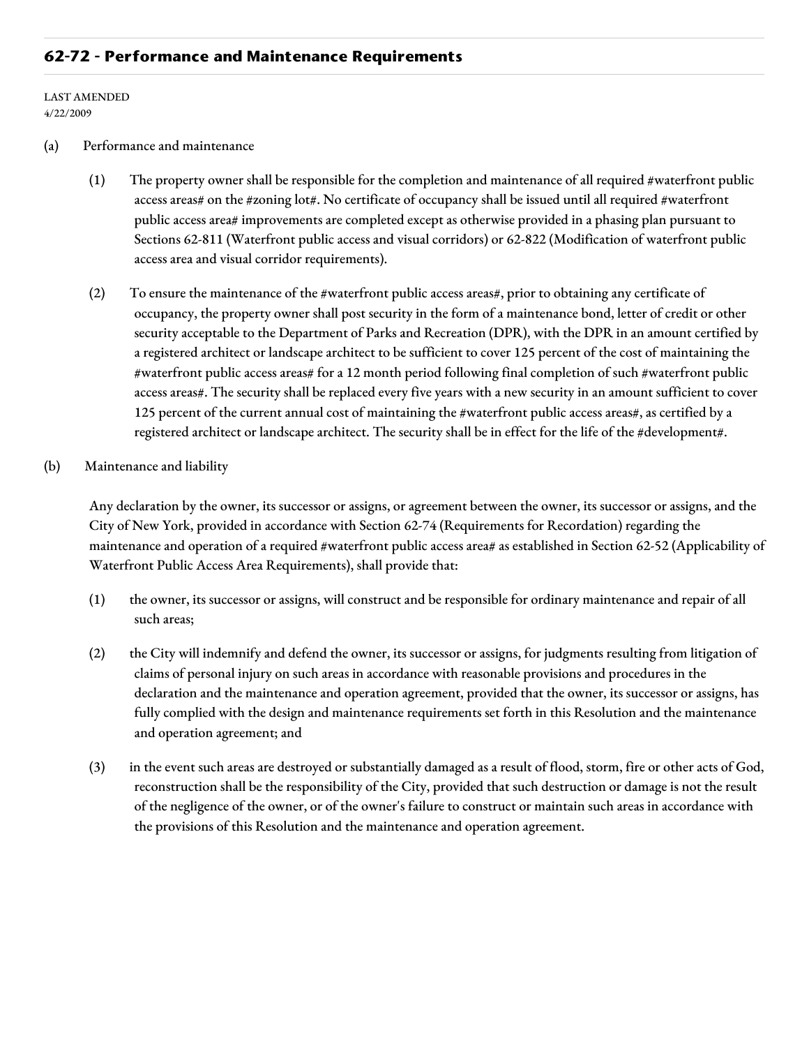## 62-72 - Performance and Maintenance Requirements

LAST AMENDED
4/22/2009

(a) Performance and maintenance

(1) The property owner shall be responsible for the completion and maintenance of all required #waterfront public access areas# on the #zoning lot#. No certificate of occupancy shall be issued until all required #waterfront public access area# improvements are completed except as otherwise provided in a phasing plan pursuant to Sections 62-811 (Waterfront public access and visual corridors) or 62-822 (Modification of waterfront public access area and visual corridor requirements).

(2) To ensure the maintenance of the #waterfront public access areas#, prior to obtaining any certificate of occupancy, the property owner shall post security in the form of a maintenance bond, letter of credit or other security acceptable to the Department of Parks and Recreation (DPR), with the DPR in an amount certified by a registered architect or landscape architect to be sufficient to cover 125 percent of the cost of maintaining the #waterfront public access areas# for a 12 month period following final completion of such #waterfront public access areas#. The security shall be replaced every five years with a new security in an amount sufficient to cover 125 percent of the current annual cost of maintaining the #waterfront public access areas#, as certified by a registered architect or landscape architect. The security shall be in effect for the life of the #development#.

(b) Maintenance and liability

Any declaration by the owner, its successor or assigns, or agreement between the owner, its successor or assigns, and the City of New York, provided in accordance with Section 62-74 (Requirements for Recordation) regarding the maintenance and operation of a required #waterfront public access area# as established in Section 62-52 (Applicability of Waterfront Public Access Area Requirements), shall provide that:

(1) the owner, its successor or assigns, will construct and be responsible for ordinary maintenance and repair of all such areas;

(2) the City will indemnify and defend the owner, its successor or assigns, for judgments resulting from litigation of claims of personal injury on such areas in accordance with reasonable provisions and procedures in the declaration and the maintenance and operation agreement, provided that the owner, its successor or assigns, has fully complied with the design and maintenance requirements set forth in this Resolution and the maintenance and operation agreement; and

(3) in the event such areas are destroyed or substantially damaged as a result of flood, storm, fire or other acts of God, reconstruction shall be the responsibility of the City, provided that such destruction or damage is not the result of the negligence of the owner, or of the owner's failure to construct or maintain such areas in accordance with the provisions of this Resolution and the maintenance and operation agreement.